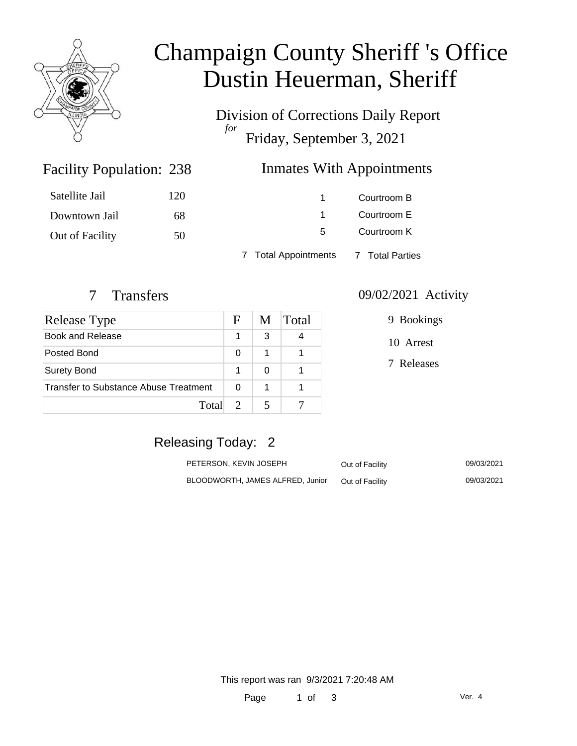# Champaign County Sheriff 's Office
# Dustin Heuerman, Sheriff

Division of Corrections Daily Report
*for*
Friday, September 3, 2021

## Facility Population: 238

| | |
|---|---|
| Satellite Jail | 120 |
| Downtown Jail | 68 |
| Out of Facility | 50 |

## Inmates With Appointments

| | |
|---|---|
| 1 | Courtroom B |
| 1 | Courtroom E |
| 5 | Courtroom K |

7 Total Appointments 7 Total Parties

## 7 Transfers

| Release Type | F | M | Total |
|---|---|---|---|
| Book and Release | 1 | 3 | 4 |
| Posted Bond | 0 | 1 | 1 |
| Surety Bond | 1 | 0 | 1 |
| Transfer to Substance Abuse Treatment | 0 | 1 | 1 |
| Total | 2 | 5 | 7 |

## 09/02/2021 Activity

9 Bookings

10 Arrest

7 Releases

## Releasing Today: 2

| | | |
|---|---|---|
| PETERSON, KEVIN JOSEPH | Out of Facility | 09/03/2021 |
| BLOODWORTH, JAMES ALFRED, Junior | Out of Facility | 09/03/2021 |

This report was ran 9/3/2021 7:20:48 AM

Ver. 4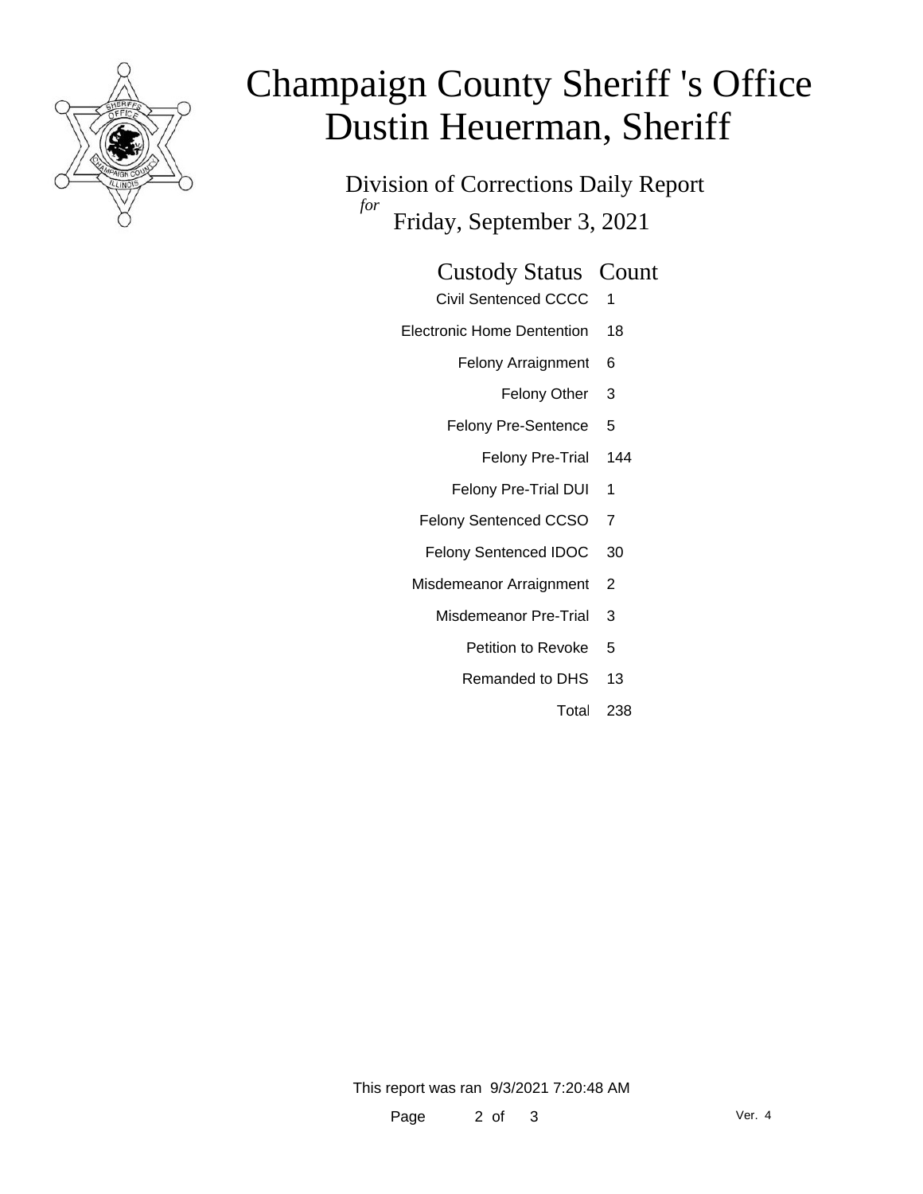# Champaign County Sheriff 's Office
# Dustin Heuerman, Sheriff

Division of Corrections Daily Report
*for*
Friday, September 3, 2021

| Custody Status | Count |
|---|---|
| Civil Sentenced CCCC | 1 |
| Electronic Home Dentention | 18 |
| Felony Arraignment | 6 |
| Felony Other | 3 |
| Felony Pre-Sentence | 5 |
| Felony Pre-Trial | 144 |
| Felony Pre-Trial DUI | 1 |
| Felony Sentenced CCSO | 7 |
| Felony Sentenced IDOC | 30 |
| Misdemeanor Arraignment | 2 |
| Misdemeanor Pre-Trial | 3 |
| Petition to Revoke | 5 |
| Remanded to DHS | 13 |
| Total | 238 |

This report was ran 9/3/2021 7:20:48 AM

Ver. 4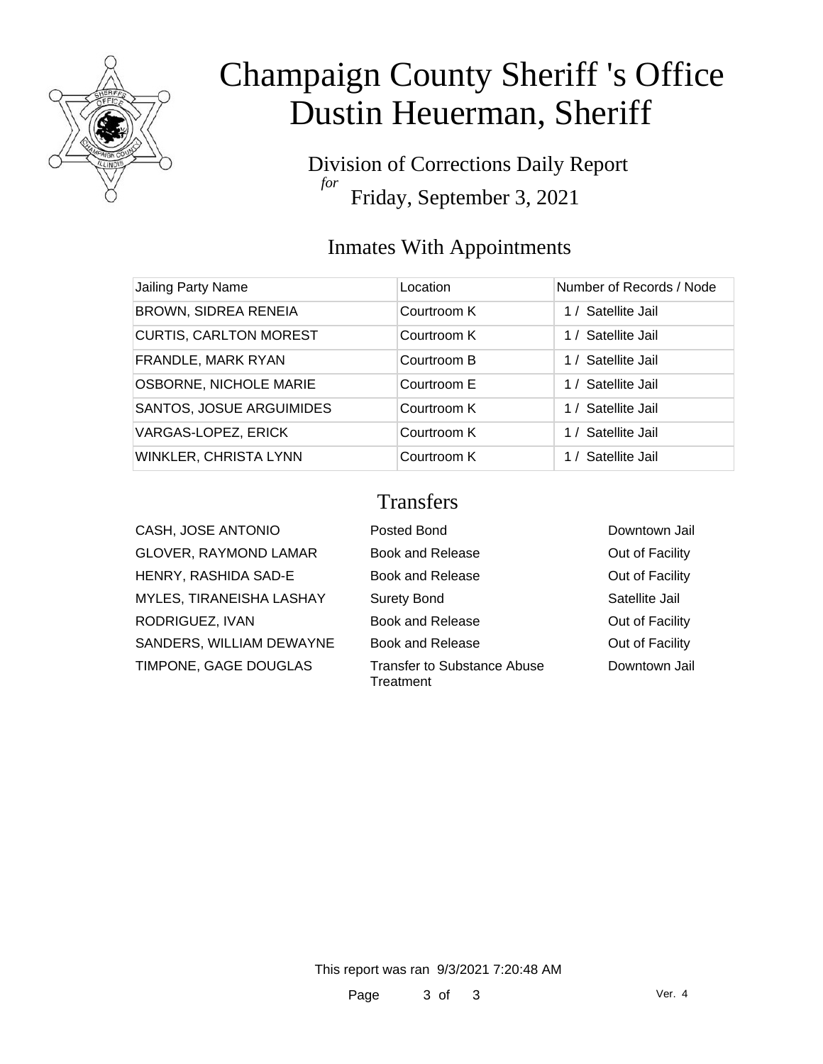# Champaign County Sheriff 's Office
# Dustin Heuerman, Sheriff

Division of Corrections Daily Report
*for*
Friday, September 3, 2021

## Inmates With Appointments

| Jailing Party Name | Location | Number of Records / Node |
|---|---|---|
| BROWN, SIDREA RENEIA | Courtroom K | 1 / Satellite Jail |
| CURTIS, CARLTON MOREST | Courtroom K | 1 / Satellite Jail |
| FRANDLE, MARK RYAN | Courtroom B | 1 / Satellite Jail |
| OSBORNE, NICHOLE MARIE | Courtroom E | 1 / Satellite Jail |
| SANTOS, JOSUE ARGUIMIDES | Courtroom K | 1 / Satellite Jail |
| VARGAS-LOPEZ, ERICK | Courtroom K | 1 / Satellite Jail |
| WINKLER, CHRISTA LYNN | Courtroom K | 1 / Satellite Jail |

## Transfers

| | | |
|---|---|---|
| CASH, JOSE ANTONIO | Posted Bond | Downtown Jail |
| GLOVER, RAYMOND LAMAR | Book and Release | Out of Facility |
| HENRY, RASHIDA SAD-E | Book and Release | Out of Facility |
| MYLES, TIRANEISHA LASHAY | Surety Bond | Satellite Jail |
| RODRIGUEZ, IVAN | Book and Release | Out of Facility |
| SANDERS, WILLIAM DEWAYNE | Book and Release | Out of Facility |
| TIMPONE, GAGE DOUGLAS | Transfer to Substance Abuse Treatment | Downtown Jail |

This report was ran 9/3/2021 7:20:48 AM

Ver. 4